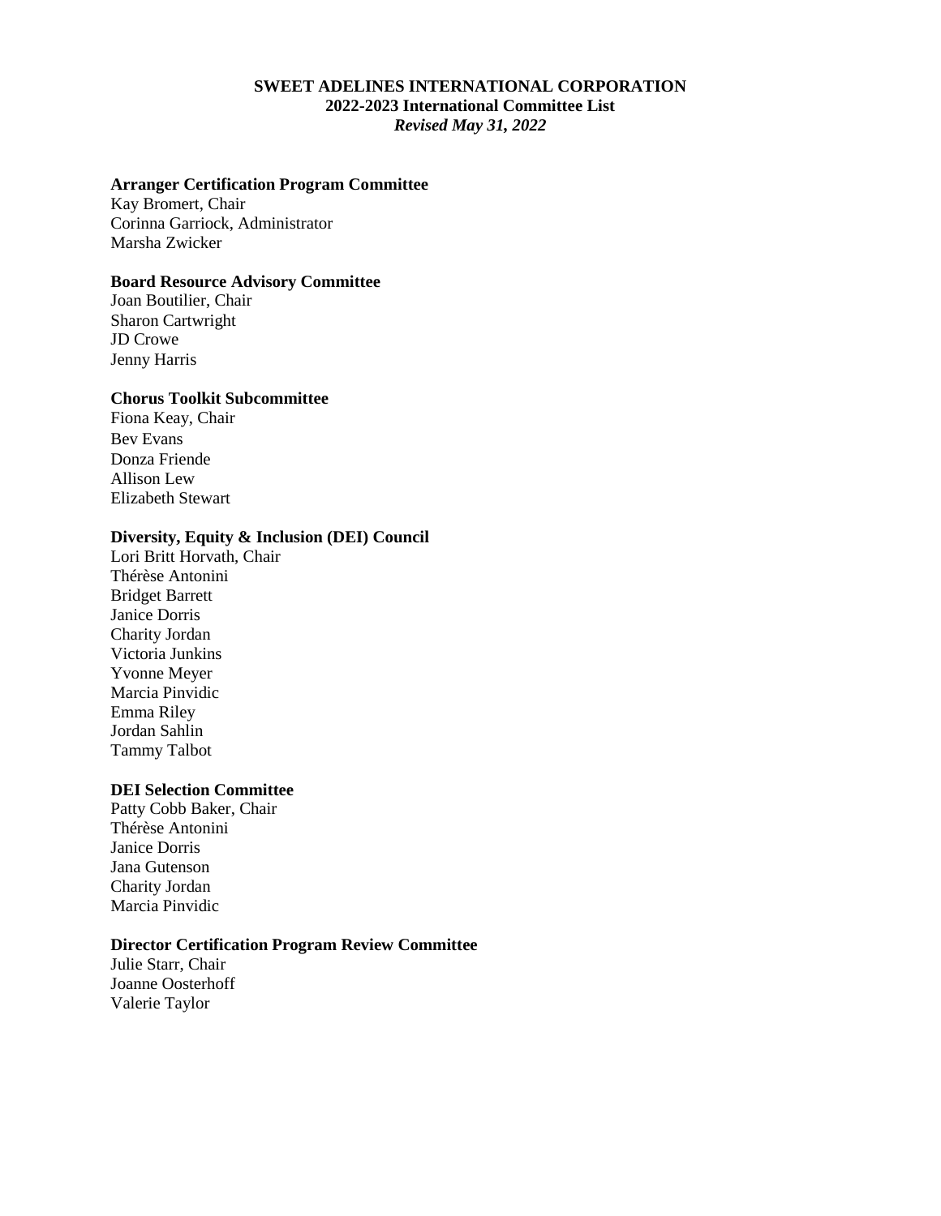# SWEET ADELINES INTERNATIONAL CORPORATION

## 2022-2023 International Committee List

*Revised May 31, 2022*

**Arranger Certification Program Committee**

Kay Bromert, Chair
Corinna Garriock, Administrator
Marsha Zwicker

**Board Resource Advisory Committee**

Joan Boutilier, Chair
Sharon Cartwright
JD Crowe
Jenny Harris

**Chorus Toolkit Subcommittee**

Fiona Keay, Chair
Bev Evans
Donza Friende
Allison Lew
Elizabeth Stewart

**Diversity, Equity & Inclusion (DEI) Council**

Lori Britt Horvath, Chair
Thérèse Antonini
Bridget Barrett
Janice Dorris
Charity Jordan
Victoria Junkins
Yvonne Meyer
Marcia Pinvidic
Emma Riley
Jordan Sahlin
Tammy Talbot

**DEI Selection Committee**

Patty Cobb Baker, Chair
Thérèse Antonini
Janice Dorris
Jana Gutenson
Charity Jordan
Marcia Pinvidic

**Director Certification Program Review Committee**

Julie Starr, Chair
Joanne Oosterhoff
Valerie Taylor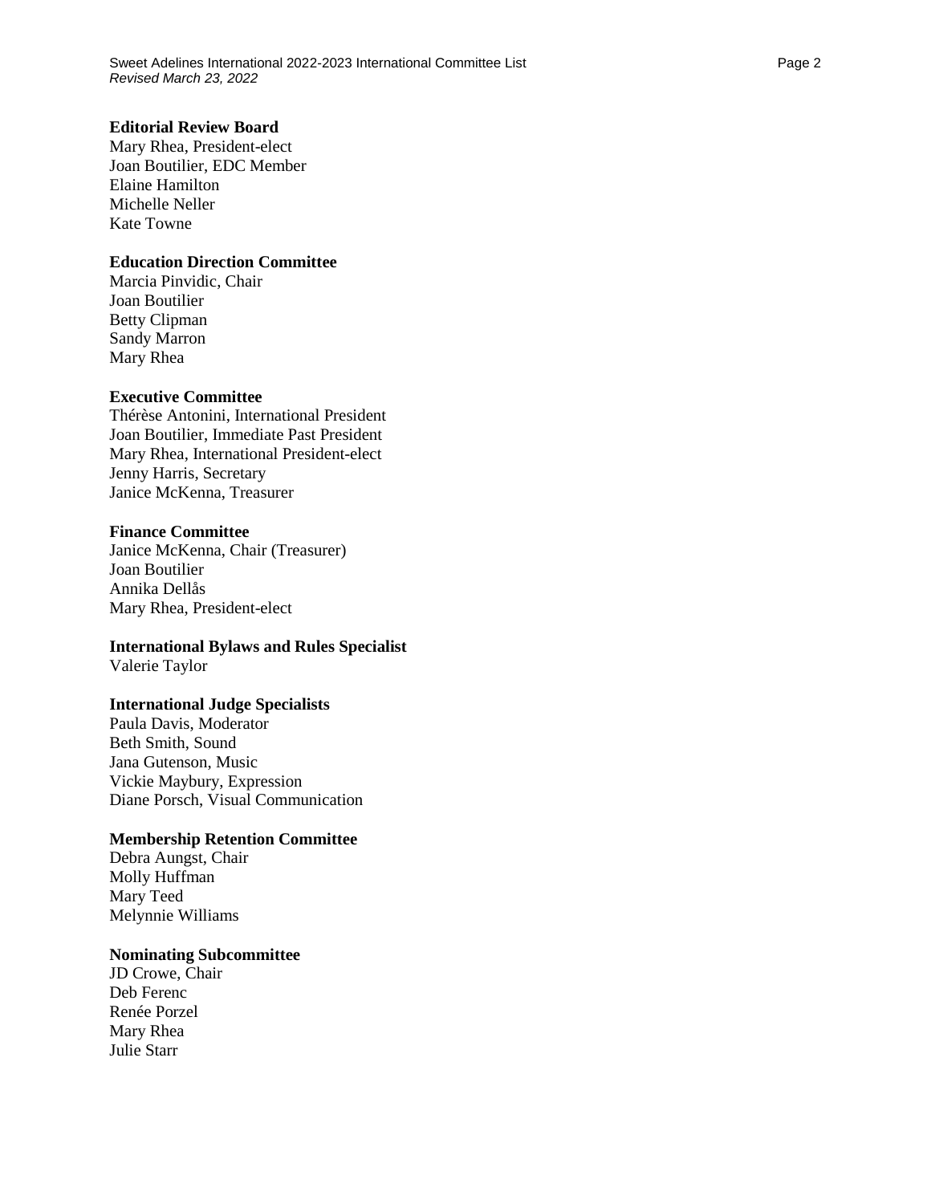**Editorial Review Board**

Mary Rhea, President-elect
Joan Boutilier, EDC Member
Elaine Hamilton
Michelle Neller
Kate Towne

**Education Direction Committee**

Marcia Pinvidic, Chair
Joan Boutilier
Betty Clipman
Sandy Marron
Mary Rhea

**Executive Committee**

Thérèse Antonini, International President
Joan Boutilier, Immediate Past President
Mary Rhea, International President-elect
Jenny Harris, Secretary
Janice McKenna, Treasurer

**Finance Committee**

Janice McKenna, Chair (Treasurer)
Joan Boutilier
Annika Dellås
Mary Rhea, President-elect

**International Bylaws and Rules Specialist**

Valerie Taylor

**International Judge Specialists**

Paula Davis, Moderator
Beth Smith, Sound
Jana Gutenson, Music
Vickie Maybury, Expression
Diane Porsch, Visual Communication

**Membership Retention Committee**

Debra Aungst, Chair
Molly Huffman
Mary Teed
Melynnie Williams

**Nominating Subcommittee**

JD Crowe, Chair
Deb Ferenc
Renée Porzel
Mary Rhea
Julie Starr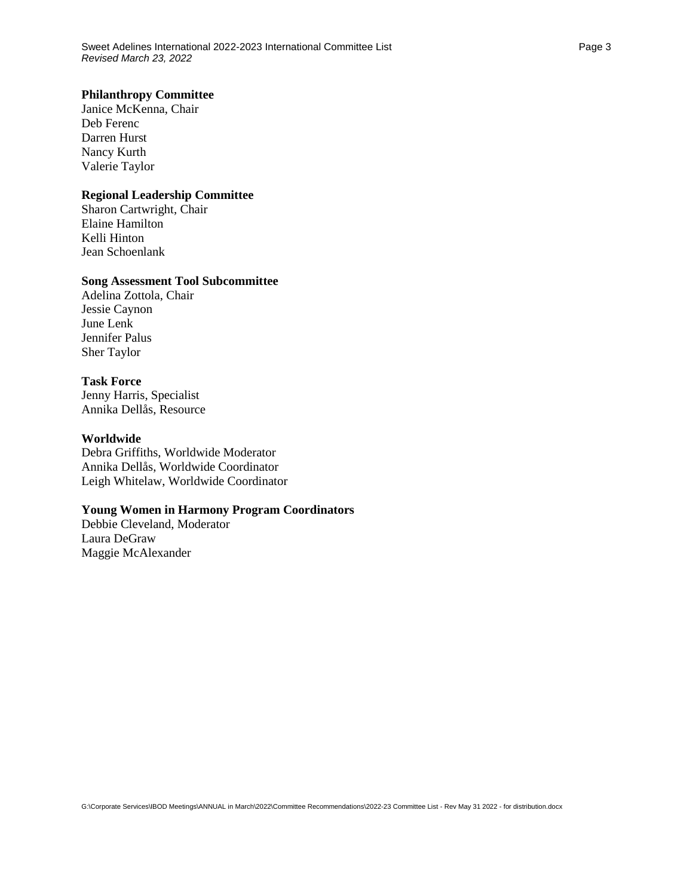**Philanthropy Committee**
Janice McKenna, Chair
Deb Ferenc
Darren Hurst
Nancy Kurth
Valerie Taylor

**Regional Leadership Committee**
Sharon Cartwright, Chair
Elaine Hamilton
Kelli Hinton
Jean Schoenlank

**Song Assessment Tool Subcommittee**
Adelina Zottola, Chair
Jessie Caynon
June Lenk
Jennifer Palus
Sher Taylor

**Task Force**
Jenny Harris, Specialist
Annika Dellås, Resource

**Worldwide**
Debra Griffiths, Worldwide Moderator
Annika Dellås, Worldwide Coordinator
Leigh Whitelaw, Worldwide Coordinator

**Young Women in Harmony Program Coordinators**
Debbie Cleveland, Moderator
Laura DeGraw
Maggie McAlexander